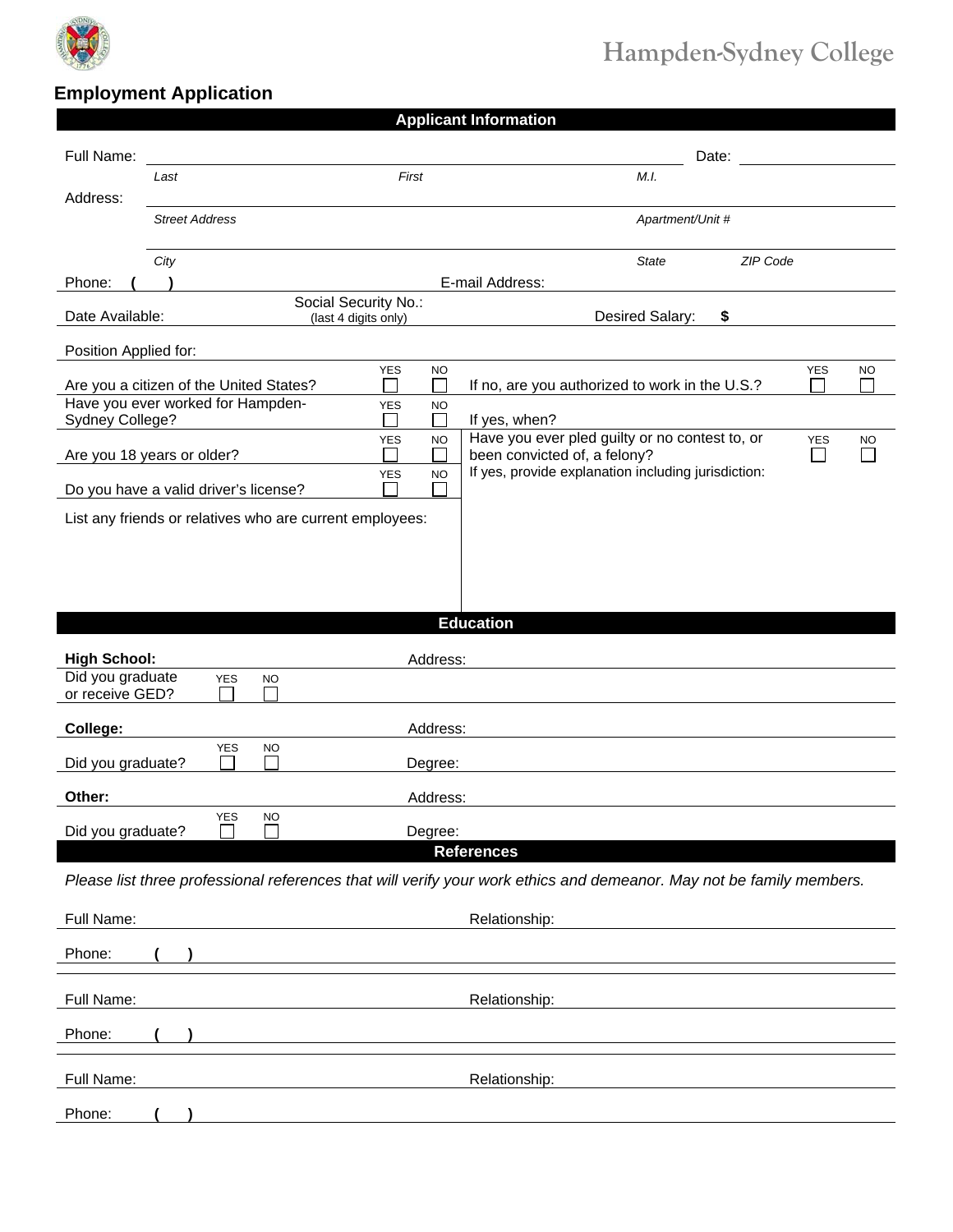Hampden-Sydney College

# Employment Application

## Applicant Information

Full Name: ______________________________ Date: ____________

*Last* *First* *M.I.*

Address: ______________________________

*Street Address* *Apartment/Unit #*

______________________________

*City* *State* *ZIP Code*

Phone: ( ) E-mail Address:

Date Available: Social Security No.: (last 4 digits only) Desired Salary: $

Position Applied for:

| Question | YES | NO | Question | YES | NO |
|---|---|---|---|---|---|
| Are you a citizen of the United States? | ☐ | ☐ | If no, are you authorized to work in the U.S.? | ☐ | ☐ |
| Have you ever worked for Hampden-Sydney College? | ☐ | ☐ | If yes, when? | | |
| Are you 18 years or older? | ☐ | ☐ | Have you ever pled guilty or no contest to, or been convicted of, a felony? | ☐ | ☐ |
| Do you have a valid driver's license? | ☐ | ☐ | If yes, provide explanation including jurisdiction: | | |

List any friends or relatives who are current employees:

## Education

**High School:** Address:

Did you graduate or receive GED? YES ☐ NO ☐

**College:** Address:

Did you graduate? YES ☐ NO ☐ Degree:

**Other:** Address:

Did you graduate? YES ☐ NO ☐ Degree:

## References

*Please list three professional references that will verify your work ethics and demeanor. May not be family members.*

Full Name: Relationship:

Phone: ( )

Full Name: Relationship:

Phone: ( )

Full Name: Relationship:

Phone: ( )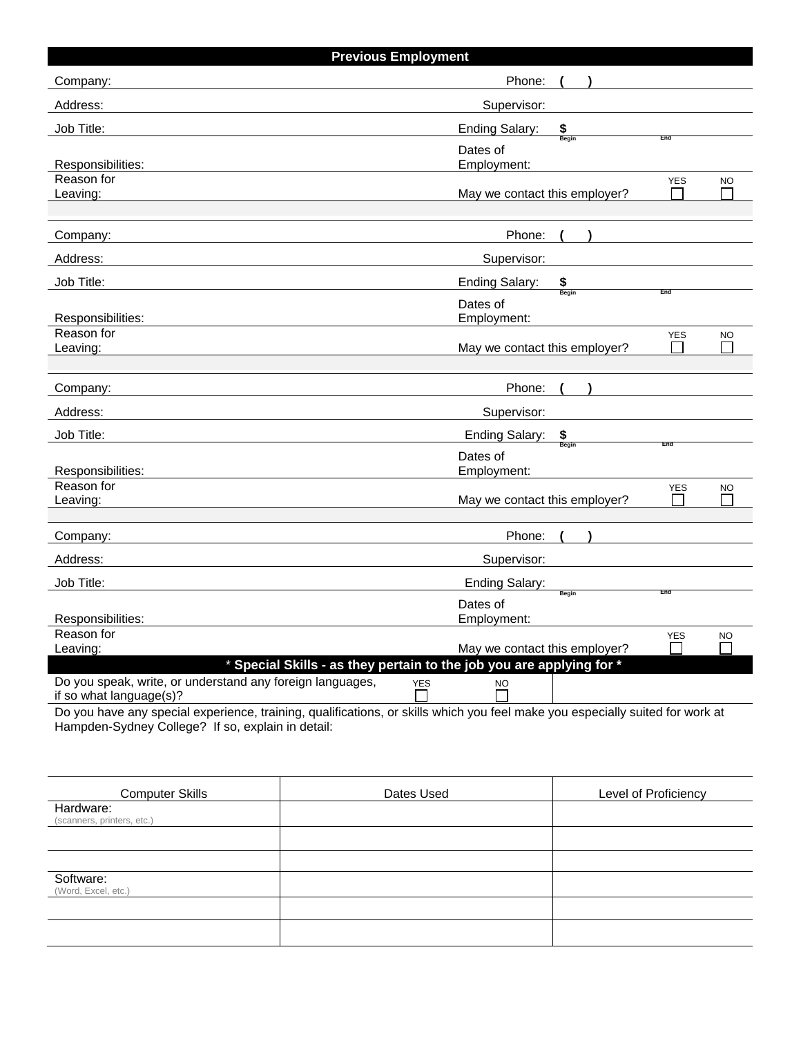## Previous Employment

Company: Phone: ( )

Address: Supervisor:

Job Title: Ending Salary: $

Responsibilities: Dates of Employment: Begin End

Reason for Leaving: May we contact this employer? YES ☐ NO ☐

---

Company: Phone: ( )

Address: Supervisor:

Job Title: Ending Salary: $

Responsibilities: Dates of Employment: Begin End

Reason for Leaving: May we contact this employer? YES ☐ NO ☐

---

Company: Phone: ( )

Address: Supervisor:

Job Title: Ending Salary: $

Responsibilities: Dates of Employment: Begin End

Reason for Leaving: May we contact this employer? YES ☐ NO ☐

---

Company: Phone: ( )

Address: Supervisor:

Job Title: Ending Salary:

Responsibilities: Dates of Employment: Begin End

Reason for Leaving: May we contact this employer? YES ☐ NO ☐

## * Special Skills - as they pertain to the job you are applying for *

Do you speak, write, or understand any foreign languages, if so what language(s)? YES ☐ NO ☐

Do you have any special experience, training, qualifications, or skills which you feel make you especially suited for work at Hampden-Sydney College? If so, explain in detail:

| Computer Skills | Dates Used | Level of Proficiency |
|---|---|---|
| Hardware: (scanners, printers, etc.) | | |
| | | |
| | | |
| Software: (Word, Excel, etc.) | | |
| | | |
| | | |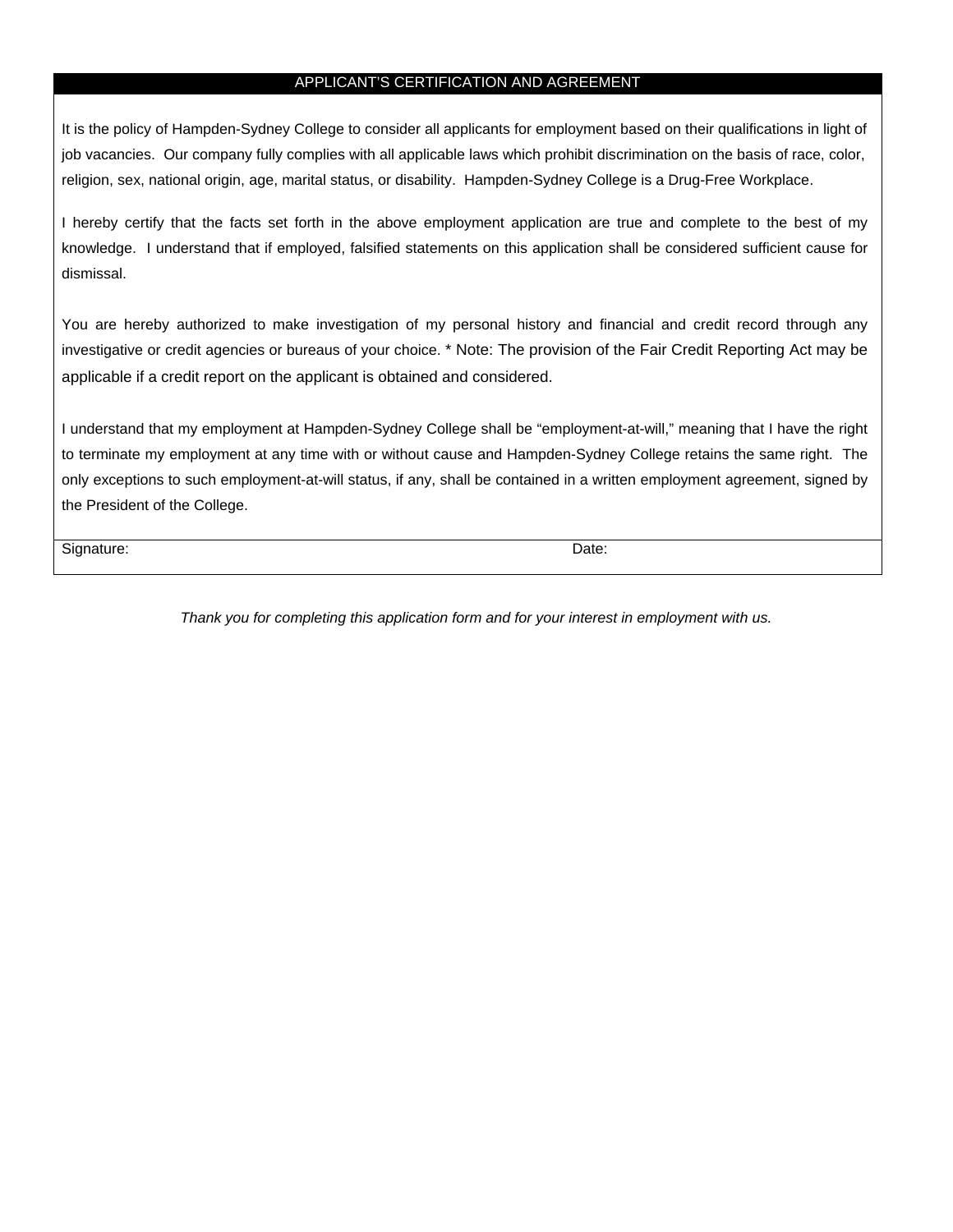## APPLICANT'S CERTIFICATION AND AGREEMENT

It is the policy of Hampden-Sydney College to consider all applicants for employment based on their qualifications in light of job vacancies. Our company fully complies with all applicable laws which prohibit discrimination on the basis of race, color, religion, sex, national origin, age, marital status, or disability. Hampden-Sydney College is a Drug-Free Workplace.

I hereby certify that the facts set forth in the above employment application are true and complete to the best of my knowledge. I understand that if employed, falsified statements on this application shall be considered sufficient cause for dismissal.

You are hereby authorized to make investigation of my personal history and financial and credit record through any investigative or credit agencies or bureaus of your choice. * Note: The provision of the Fair Credit Reporting Act may be applicable if a credit report on the applicant is obtained and considered.

I understand that my employment at Hampden-Sydney College shall be "employment-at-will," meaning that I have the right to terminate my employment at any time with or without cause and Hampden-Sydney College retains the same right. The only exceptions to such employment-at-will status, if any, shall be contained in a written employment agreement, signed by the President of the College.

| | |
|---|---|
| Signature: | Date: |

*Thank you for completing this application form and for your interest in employment with us.*